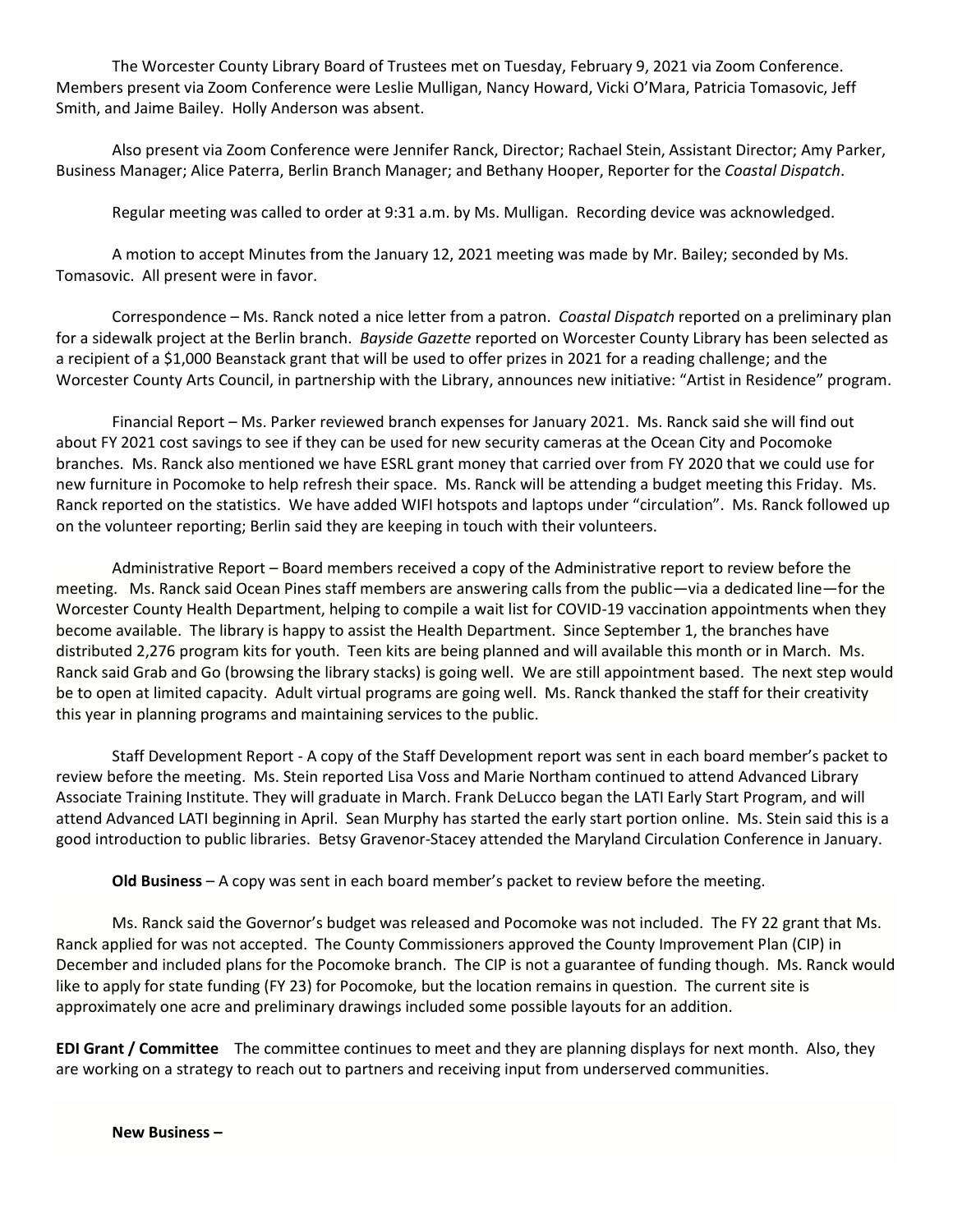The Worcester County Library Board of Trustees met on Tuesday, February 9, 2021 via Zoom Conference. Members present via Zoom Conference were Leslie Mulligan, Nancy Howard, Vicki O'Mara, Patricia Tomasovic, Jeff Smith, and Jaime Bailey. Holly Anderson was absent.

Also present via Zoom Conference were Jennifer Ranck, Director; Rachael Stein, Assistant Director; Amy Parker, Business Manager; Alice Paterra, Berlin Branch Manager; and Bethany Hooper, Reporter for the *Coastal Dispatch*.

Regular meeting was called to order at 9:31 a.m. by Ms. Mulligan. Recording device was acknowledged.

A motion to accept Minutes from the January 12, 2021 meeting was made by Mr. Bailey; seconded by Ms. Tomasovic. All present were in favor.

Correspondence – Ms. Ranck noted a nice letter from a patron. *Coastal Dispatch* reported on a preliminary plan for a sidewalk project at the Berlin branch. *Bayside Gazette* reported on Worcester County Library has been selected as a recipient of a $1,000 Beanstack grant that will be used to offer prizes in 2021 for a reading challenge; and the Worcester County Arts Council, in partnership with the Library, announces new initiative: "Artist in Residence" program.

Financial Report – Ms. Parker reviewed branch expenses for January 2021. Ms. Ranck said she will find out about FY 2021 cost savings to see if they can be used for new security cameras at the Ocean City and Pocomoke branches. Ms. Ranck also mentioned we have ESRL grant money that carried over from FY 2020 that we could use for new furniture in Pocomoke to help refresh their space. Ms. Ranck will be attending a budget meeting this Friday. Ms. Ranck reported on the statistics. We have added WIFI hotspots and laptops under "circulation". Ms. Ranck followed up on the volunteer reporting; Berlin said they are keeping in touch with their volunteers.

Administrative Report – Board members received a copy of the Administrative report to review before the meeting. Ms. Ranck said Ocean Pines staff members are answering calls from the public—via a dedicated line—for the Worcester County Health Department, helping to compile a wait list for COVID-19 vaccination appointments when they become available. The library is happy to assist the Health Department. Since September 1, the branches have distributed 2,276 program kits for youth. Teen kits are being planned and will available this month or in March. Ms. Ranck said Grab and Go (browsing the library stacks) is going well. We are still appointment based. The next step would be to open at limited capacity. Adult virtual programs are going well. Ms. Ranck thanked the staff for their creativity this year in planning programs and maintaining services to the public.

Staff Development Report - A copy of the Staff Development report was sent in each board member's packet to review before the meeting. Ms. Stein reported Lisa Voss and Marie Northam continued to attend Advanced Library Associate Training Institute. They will graduate in March. Frank DeLucco began the LATI Early Start Program, and will attend Advanced LATI beginning in April. Sean Murphy has started the early start portion online. Ms. Stein said this is a good introduction to public libraries. Betsy Gravenor-Stacey attended the Maryland Circulation Conference in January.

**Old Business** – A copy was sent in each board member's packet to review before the meeting.

Ms. Ranck said the Governor's budget was released and Pocomoke was not included. The FY 22 grant that Ms. Ranck applied for was not accepted. The County Commissioners approved the County Improvement Plan (CIP) in December and included plans for the Pocomoke branch. The CIP is not a guarantee of funding though. Ms. Ranck would like to apply for state funding (FY 23) for Pocomoke, but the location remains in question. The current site is approximately one acre and preliminary drawings included some possible layouts for an addition.

**EDI Grant / Committee** The committee continues to meet and they are planning displays for next month. Also, they are working on a strategy to reach out to partners and receiving input from underserved communities.

**New Business –**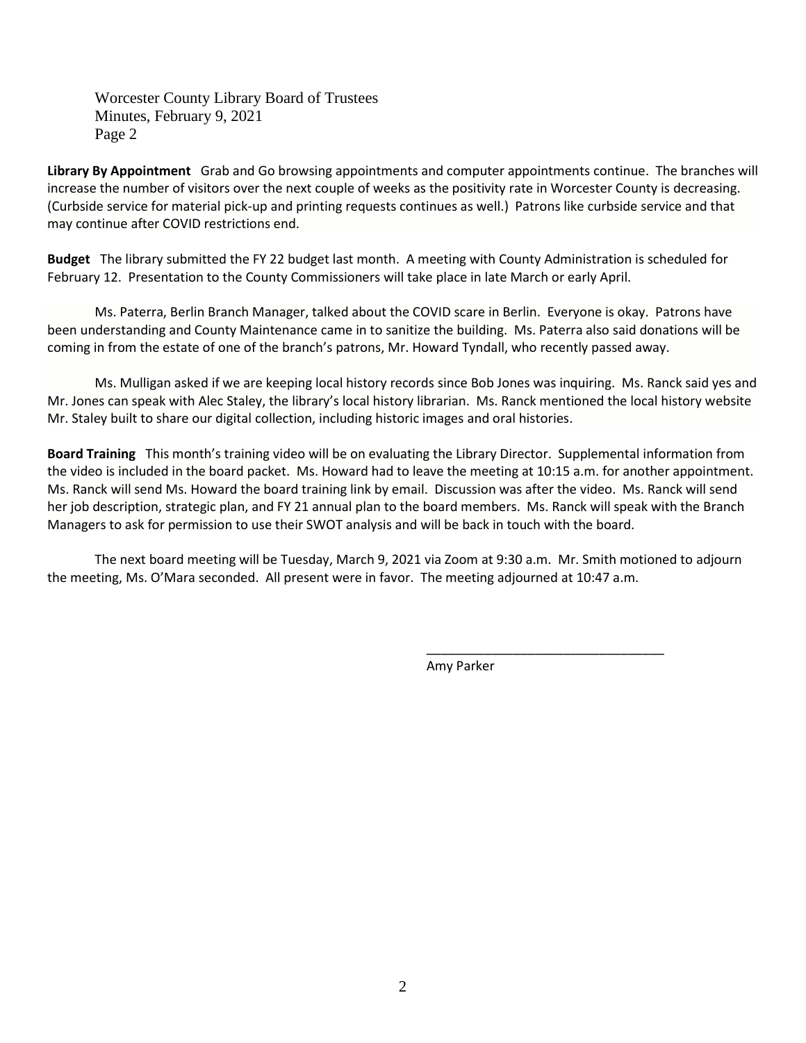**Library By Appointment** Grab and Go browsing appointments and computer appointments continue. The branches will increase the number of visitors over the next couple of weeks as the positivity rate in Worcester County is decreasing. (Curbside service for material pick-up and printing requests continues as well.) Patrons like curbside service and that may continue after COVID restrictions end.

**Budget** The library submitted the FY 22 budget last month. A meeting with County Administration is scheduled for February 12. Presentation to the County Commissioners will take place in late March or early April.

Ms. Paterra, Berlin Branch Manager, talked about the COVID scare in Berlin. Everyone is okay. Patrons have been understanding and County Maintenance came in to sanitize the building. Ms. Paterra also said donations will be coming in from the estate of one of the branch's patrons, Mr. Howard Tyndall, who recently passed away.

Ms. Mulligan asked if we are keeping local history records since Bob Jones was inquiring. Ms. Ranck said yes and Mr. Jones can speak with Alec Staley, the library's local history librarian. Ms. Ranck mentioned the local history website Mr. Staley built to share our digital collection, including historic images and oral histories.

**Board Training** This month's training video will be on evaluating the Library Director. Supplemental information from the video is included in the board packet. Ms. Howard had to leave the meeting at 10:15 a.m. for another appointment. Ms. Ranck will send Ms. Howard the board training link by email. Discussion was after the video. Ms. Ranck will send her job description, strategic plan, and FY 21 annual plan to the board members. Ms. Ranck will speak with the Branch Managers to ask for permission to use their SWOT analysis and will be back in touch with the board.

The next board meeting will be Tuesday, March 9, 2021 via Zoom at 9:30 a.m. Mr. Smith motioned to adjourn the meeting, Ms. O'Mara seconded. All present were in favor. The meeting adjourned at 10:47 a.m.

\_\_\_\_\_\_\_\_\_\_\_\_\_\_\_\_\_\_\_\_\_\_\_\_\_\_\_\_\_\_\_\_\_\_

Amy Parker